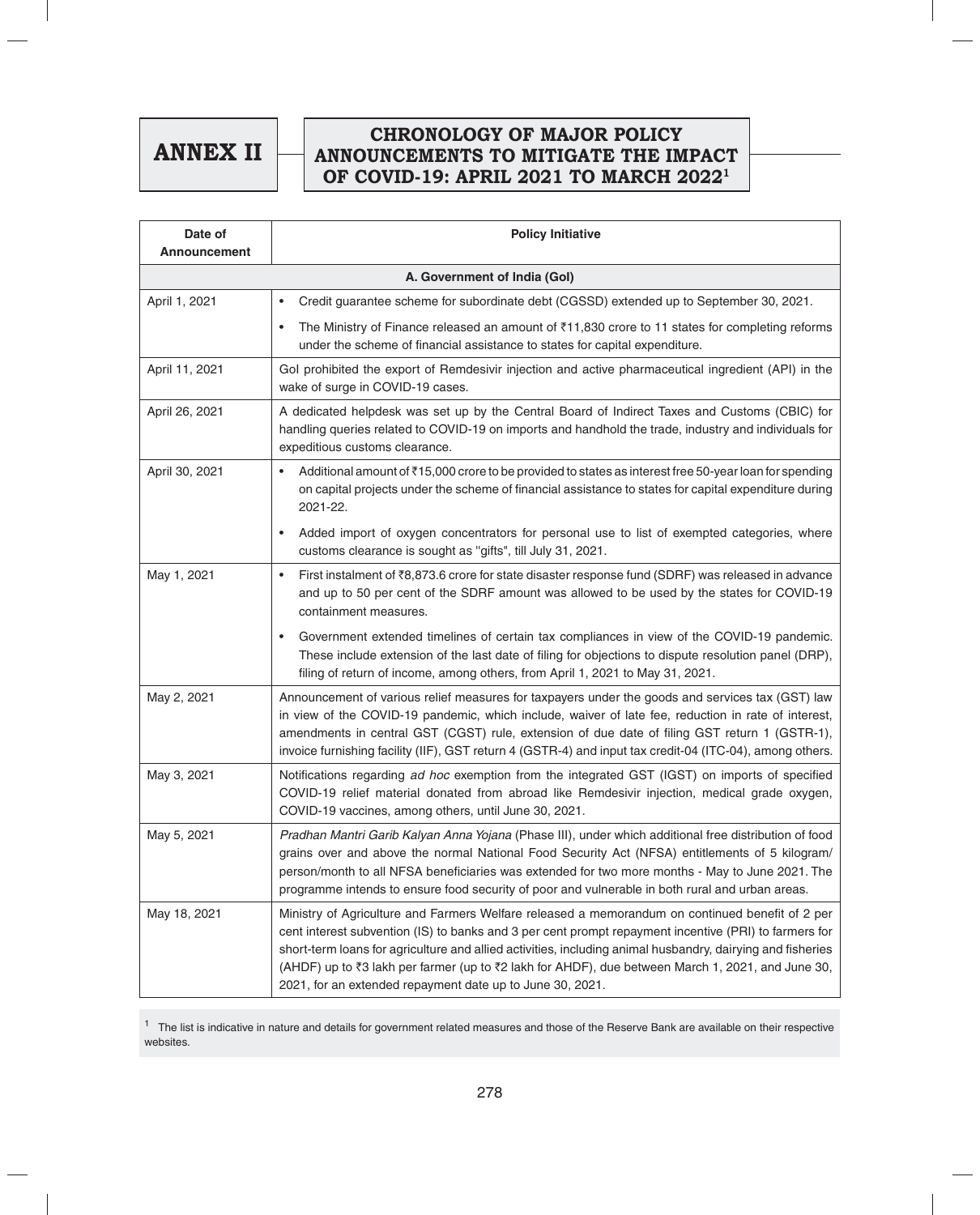# ANNEX II

## CHRONOLOGY OF MAJOR POLICY ANNOUNCEMENTS TO MITIGATE THE IMPACT OF COVID-19: APRIL 2021 TO MARCH 2022[1]

| Date of Announcement | Policy Initiative |
|---|---|
| | **A. Government of India (GoI)** |
| April 1, 2021 | • Credit guarantee scheme for subordinate debt (CGSSD) extended up to September 30, 2021.<br>• The Ministry of Finance released an amount of ₹11,830 crore to 11 states for completing reforms under the scheme of financial assistance to states for capital expenditure. |
| April 11, 2021 | GoI prohibited the export of Remdesivir injection and active pharmaceutical ingredient (API) in the wake of surge in COVID-19 cases. |
| April 26, 2021 | A dedicated helpdesk was set up by the Central Board of Indirect Taxes and Customs (CBIC) for handling queries related to COVID-19 on imports and handhold the trade, industry and individuals for expeditious customs clearance. |
| April 30, 2021 | • Additional amount of ₹15,000 crore to be provided to states as interest free 50-year loan for spending on capital projects under the scheme of financial assistance to states for capital expenditure during 2021-22.<br>• Added import of oxygen concentrators for personal use to list of exempted categories, where customs clearance is sought as "gifts", till July 31, 2021. |
| May 1, 2021 | • First instalment of ₹8,873.6 crore for state disaster response fund (SDRF) was released in advance and up to 50 per cent of the SDRF amount was allowed to be used by the states for COVID-19 containment measures.<br>• Government extended timelines of certain tax compliances in view of the COVID-19 pandemic. These include extension of the last date of filing for objections to dispute resolution panel (DRP), filing of return of income, among others, from April 1, 2021 to May 31, 2021. |
| May 2, 2021 | Announcement of various relief measures for taxpayers under the goods and services tax (GST) law in view of the COVID-19 pandemic, which include, waiver of late fee, reduction in rate of interest, amendments in central GST (CGST) rule, extension of due date of filing GST return 1 (GSTR-1), invoice furnishing facility (IIF), GST return 4 (GSTR-4) and input tax credit-04 (ITC-04), among others. |
| May 3, 2021 | Notifications regarding *ad hoc* exemption from the integrated GST (IGST) on imports of specified COVID-19 relief material donated from abroad like Remdesivir injection, medical grade oxygen, COVID-19 vaccines, among others, until June 30, 2021. |
| May 5, 2021 | *Pradhan Mantri Garib Kalyan Anna Yojana* (Phase III), under which additional free distribution of food grains over and above the normal National Food Security Act (NFSA) entitlements of 5 kilogram/person/month to all NFSA beneficiaries was extended for two more months - May to June 2021. The programme intends to ensure food security of poor and vulnerable in both rural and urban areas. |
| May 18, 2021 | Ministry of Agriculture and Farmers Welfare released a memorandum on continued benefit of 2 per cent interest subvention (IS) to banks and 3 per cent prompt repayment incentive (PRI) to farmers for short-term loans for agriculture and allied activities, including animal husbandry, dairying and fisheries (AHDF) up to ₹3 lakh per farmer (up to ₹2 lakh for AHDF), due between March 1, 2021, and June 30, 2021, for an extended repayment date up to June 30, 2021. |

[1] The list is indicative in nature and details for government related measures and those of the Reserve Bank are available on their respective websites.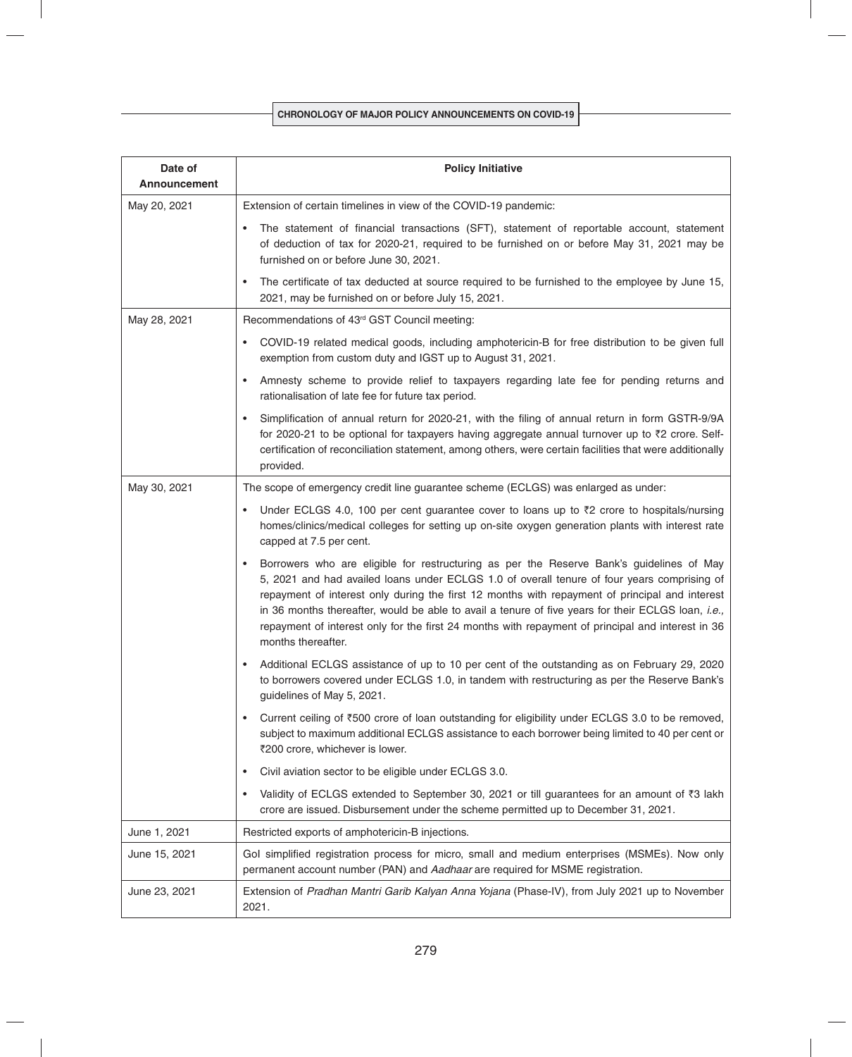| Date of Announcement | Policy Initiative |
|---|---|
| May 20, 2021 | Extension of certain timelines in view of the COVID-19 pandemic:<br>• The statement of financial transactions (SFT), statement of reportable account, statement of deduction of tax for 2020-21, required to be furnished on or before May 31, 2021 may be furnished on or before June 30, 2021.<br>• The certificate of tax deducted at source required to be furnished to the employee by June 15, 2021, may be furnished on or before July 15, 2021. |
| May 28, 2021 | Recommendations of 43rd GST Council meeting:<br>• COVID-19 related medical goods, including amphotericin-B for free distribution to be given full exemption from custom duty and IGST up to August 31, 2021.<br>• Amnesty scheme to provide relief to taxpayers regarding late fee for pending returns and rationalisation of late fee for future tax period.<br>• Simplification of annual return for 2020-21, with the filing of annual return in form GSTR-9/9A for 2020-21 to be optional for taxpayers having aggregate annual turnover up to ₹2 crore. Self-certification of reconciliation statement, among others, were certain facilities that were additionally provided. |
| May 30, 2021 | The scope of emergency credit line guarantee scheme (ECLGS) was enlarged as under:<br>• Under ECLGS 4.0, 100 per cent guarantee cover to loans up to ₹2 crore to hospitals/nursing homes/clinics/medical colleges for setting up on-site oxygen generation plants with interest rate capped at 7.5 per cent.<br>• Borrowers who are eligible for restructuring as per the Reserve Bank's guidelines of May 5, 2021 and had availed loans under ECLGS 1.0 of overall tenure of four years comprising of repayment of interest only during the first 12 months with repayment of principal and interest in 36 months thereafter, would be able to avail a tenure of five years for their ECLGS loan, *i.e.,* repayment of interest only for the first 24 months with repayment of principal and interest in 36 months thereafter.<br>• Additional ECLGS assistance of up to 10 per cent of the outstanding as on February 29, 2020 to borrowers covered under ECLGS 1.0, in tandem with restructuring as per the Reserve Bank's guidelines of May 5, 2021.<br>• Current ceiling of ₹500 crore of loan outstanding for eligibility under ECLGS 3.0 to be removed, subject to maximum additional ECLGS assistance to each borrower being limited to 40 per cent or ₹200 crore, whichever is lower.<br>• Civil aviation sector to be eligible under ECLGS 3.0.<br>• Validity of ECLGS extended to September 30, 2021 or till guarantees for an amount of ₹3 lakh crore are issued. Disbursement under the scheme permitted up to December 31, 2021. |
| June 1, 2021 | Restricted exports of amphotericin-B injections. |
| June 15, 2021 | GoI simplified registration process for micro, small and medium enterprises (MSMEs). Now only permanent account number (PAN) and *Aadhaar* are required for MSME registration. |
| June 23, 2021 | Extension of *Pradhan Mantri Garib Kalyan Anna Yojana* (Phase-IV), from July 2021 up to November 2021. |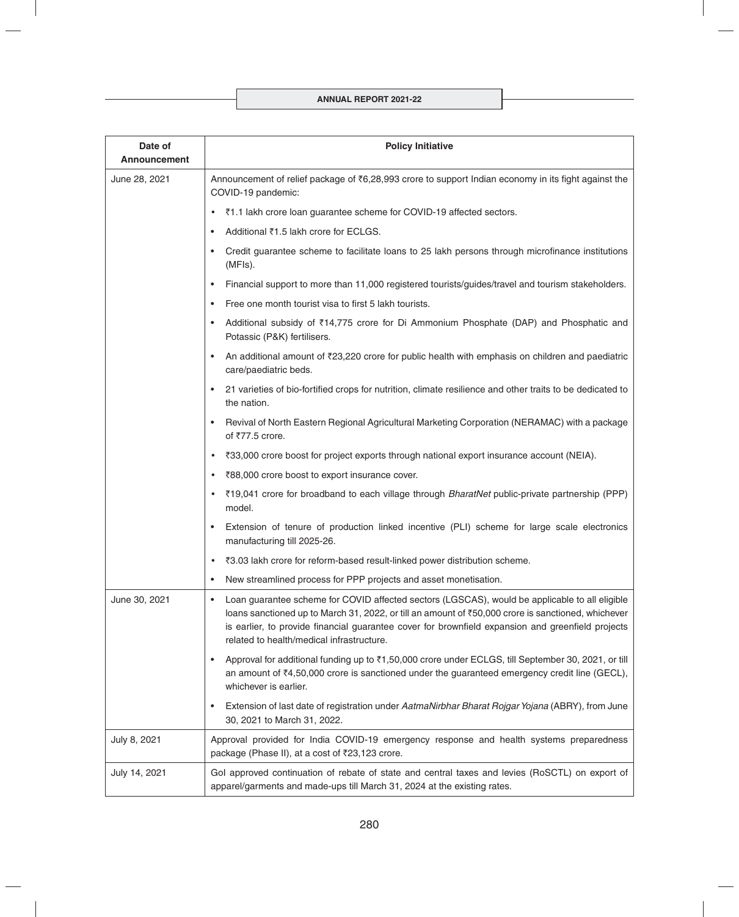| Date of Announcement | Policy Initiative |
|---|---|
| June 28, 2021 | Announcement of relief package of ₹6,28,993 crore to support Indian economy in its fight against the COVID-19 pandemic:<br>• ₹1.1 lakh crore loan guarantee scheme for COVID-19 affected sectors.<br>• Additional ₹1.5 lakh crore for ECLGS.<br>• Credit guarantee scheme to facilitate loans to 25 lakh persons through microfinance institutions (MFIs).<br>• Financial support to more than 11,000 registered tourists/guides/travel and tourism stakeholders.<br>• Free one month tourist visa to first 5 lakh tourists.<br>• Additional subsidy of ₹14,775 crore for Di Ammonium Phosphate (DAP) and Phosphatic and Potassic (P&K) fertilisers.<br>• An additional amount of ₹23,220 crore for public health with emphasis on children and paediatric care/paediatric beds.<br>• 21 varieties of bio-fortified crops for nutrition, climate resilience and other traits to be dedicated to the nation.<br>• Revival of North Eastern Regional Agricultural Marketing Corporation (NERAMAC) with a package of ₹77.5 crore.<br>• ₹33,000 crore boost for project exports through national export insurance account (NEIA).<br>• ₹88,000 crore boost to export insurance cover.<br>• ₹19,041 crore for broadband to each village through *BharatNet* public-private partnership (PPP) model.<br>• Extension of tenure of production linked incentive (PLI) scheme for large scale electronics manufacturing till 2025-26.<br>• ₹3.03 lakh crore for reform-based result-linked power distribution scheme.<br>• New streamlined process for PPP projects and asset monetisation. |
| June 30, 2021 | • Loan guarantee scheme for COVID affected sectors (LGSCAS), would be applicable to all eligible loans sanctioned up to March 31, 2022, or till an amount of ₹50,000 crore is sanctioned, whichever is earlier, to provide financial guarantee cover for brownfield expansion and greenfield projects related to health/medical infrastructure.<br>• Approval for additional funding up to ₹1,50,000 crore under ECLGS, till September 30, 2021, or till an amount of ₹4,50,000 crore is sanctioned under the guaranteed emergency credit line (GECL), whichever is earlier.<br>• Extension of last date of registration under *AatmaNirbhar Bharat Rojgar Yojana* (ABRY), from June 30, 2021 to March 31, 2022. |
| July 8, 2021 | Approval provided for India COVID-19 emergency response and health systems preparedness package (Phase II), at a cost of ₹23,123 crore. |
| July 14, 2021 | GoI approved continuation of rebate of state and central taxes and levies (RoSCTL) on export of apparel/garments and made-ups till March 31, 2024 at the existing rates. |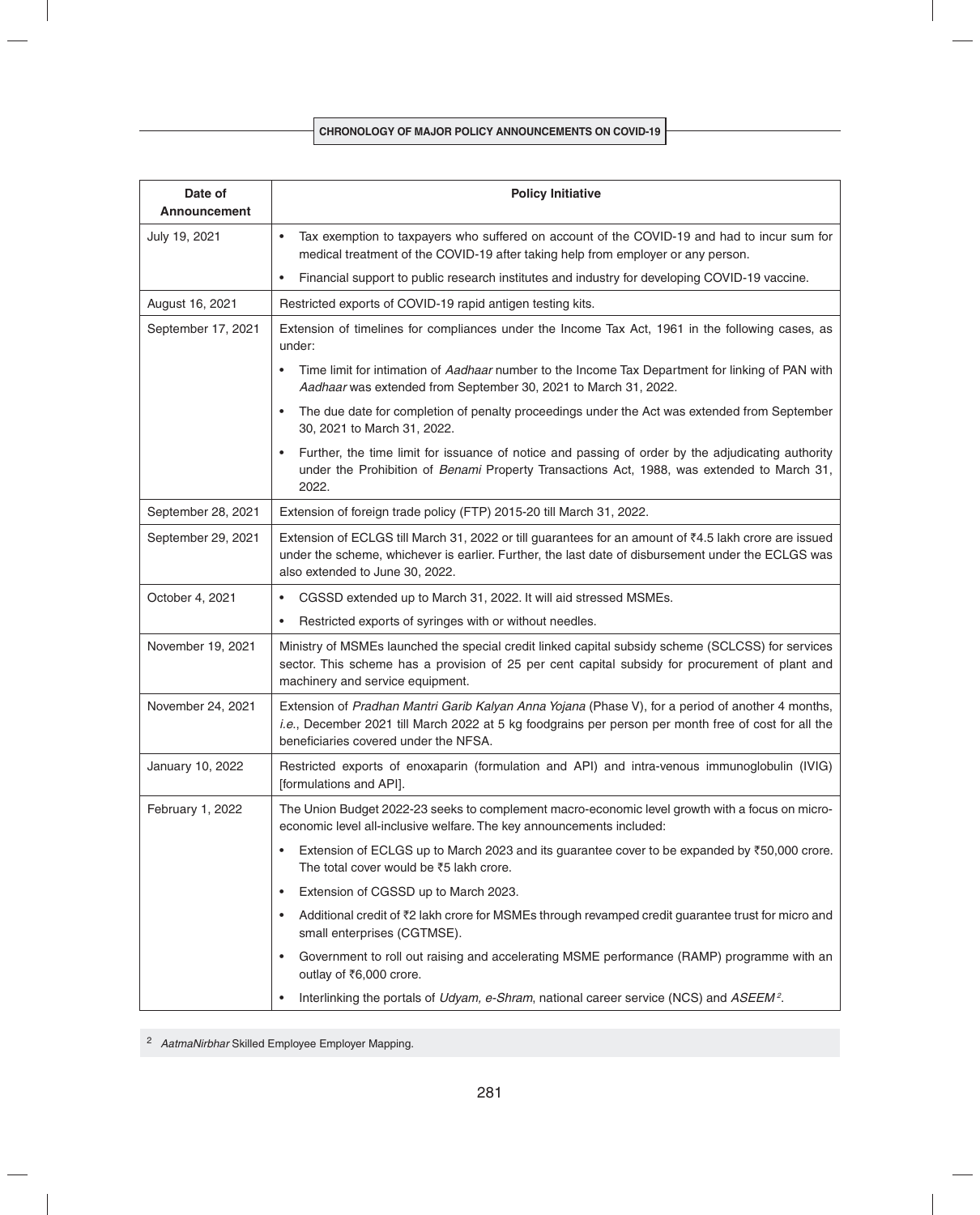| Date of Announcement | Policy Initiative |
|---|---|
| July 19, 2021 | • Tax exemption to taxpayers who suffered on account of the COVID-19 and had to incur sum for medical treatment of the COVID-19 after taking help from employer or any person.<br>• Financial support to public research institutes and industry for developing COVID-19 vaccine. |
| August 16, 2021 | Restricted exports of COVID-19 rapid antigen testing kits. |
| September 17, 2021 | Extension of timelines for compliances under the Income Tax Act, 1961 in the following cases, as under:<br>• Time limit for intimation of *Aadhaar* number to the Income Tax Department for linking of PAN with *Aadhaar* was extended from September 30, 2021 to March 31, 2022.<br>• The due date for completion of penalty proceedings under the Act was extended from September 30, 2021 to March 31, 2022.<br>• Further, the time limit for issuance of notice and passing of order by the adjudicating authority under the Prohibition of *Benami* Property Transactions Act, 1988, was extended to March 31, 2022. |
| September 28, 2021 | Extension of foreign trade policy (FTP) 2015-20 till March 31, 2022. |
| September 29, 2021 | Extension of ECLGS till March 31, 2022 or till guarantees for an amount of ₹4.5 lakh crore are issued under the scheme, whichever is earlier. Further, the last date of disbursement under the ECLGS was also extended to June 30, 2022. |
| October 4, 2021 | • CGSSD extended up to March 31, 2022. It will aid stressed MSMEs.<br>• Restricted exports of syringes with or without needles. |
| November 19, 2021 | Ministry of MSMEs launched the special credit linked capital subsidy scheme (SCLCSS) for services sector. This scheme has a provision of 25 per cent capital subsidy for procurement of plant and machinery and service equipment. |
| November 24, 2021 | Extension of *Pradhan Mantri Garib Kalyan Anna Yojana* (Phase V), for a period of another 4 months, *i.e.*, December 2021 till March 2022 at 5 kg foodgrains per person per month free of cost for all the beneficiaries covered under the NFSA. |
| January 10, 2022 | Restricted exports of enoxaparin (formulation and API) and intra-venous immunoglobulin (IVIG) [formulations and API]. |
| February 1, 2022 | The Union Budget 2022-23 seeks to complement macro-economic level growth with a focus on micro-economic level all-inclusive welfare. The key announcements included:<br>• Extension of ECLGS up to March 2023 and its guarantee cover to be expanded by ₹50,000 crore. The total cover would be ₹5 lakh crore.<br>• Extension of CGSSD up to March 2023.<br>• Additional credit of ₹2 lakh crore for MSMEs through revamped credit guarantee trust for micro and small enterprises (CGTMSE).<br>• Government to roll out raising and accelerating MSME performance (RAMP) programme with an outlay of ₹6,000 crore.<br>• Interlinking the portals of *Udyam, e-Shram*, national career service (NCS) and *ASEEM*[2]. |

[2] *AatmaNirbhar* Skilled Employee Employer Mapping.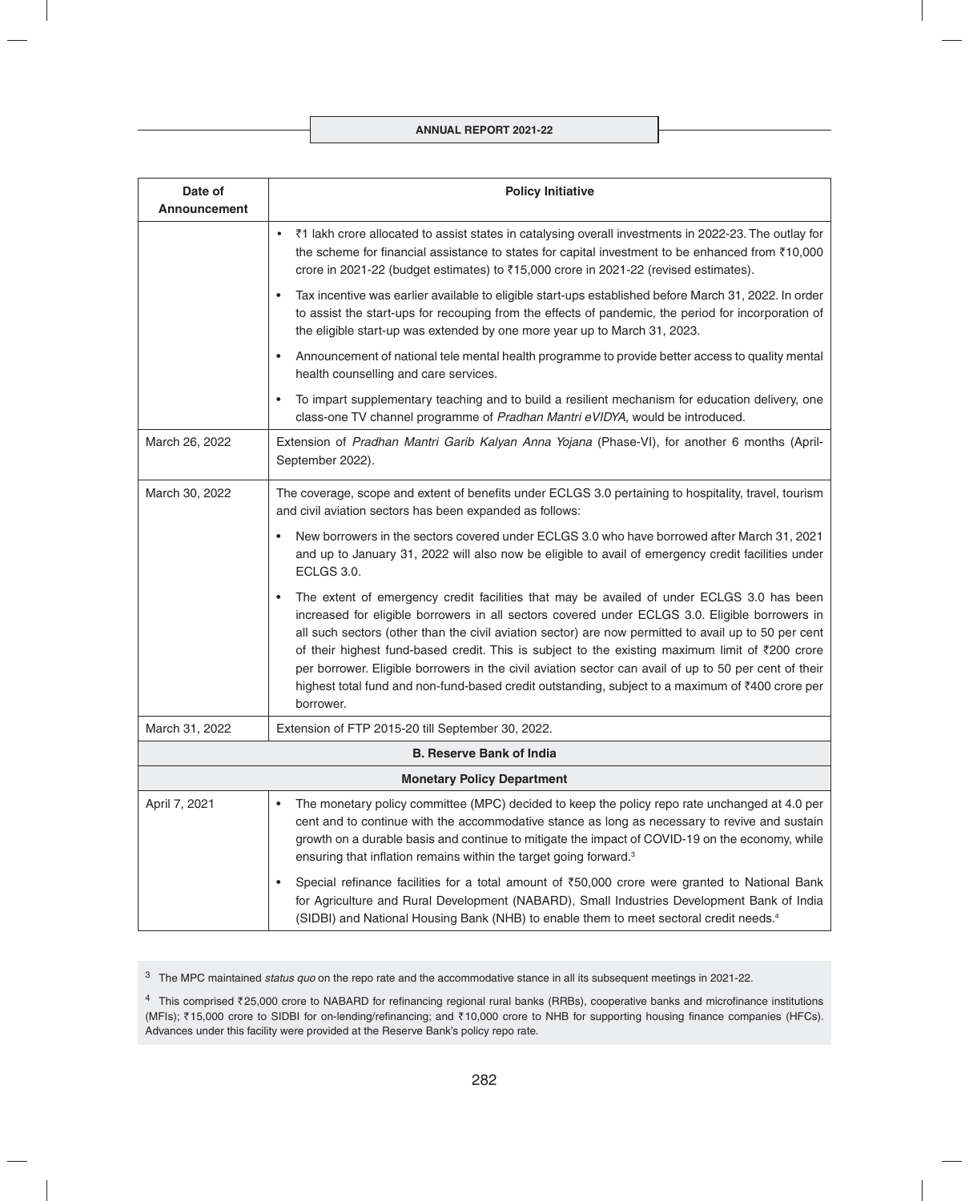| Date of Announcement | Policy Initiative |
|---|---|
| | • ₹1 lakh crore allocated to assist states in catalysing overall investments in 2022-23. The outlay for the scheme for financial assistance to states for capital investment to be enhanced from ₹10,000 crore in 2021-22 (budget estimates) to ₹15,000 crore in 2021-22 (revised estimates).<br>• Tax incentive was earlier available to eligible start-ups established before March 31, 2022. In order to assist the start-ups for recouping from the effects of pandemic, the period for incorporation of the eligible start-up was extended by one more year up to March 31, 2023.<br>• Announcement of national tele mental health programme to provide better access to quality mental health counselling and care services.<br>• To impart supplementary teaching and to build a resilient mechanism for education delivery, one class-one TV channel programme of *Pradhan Mantri eVIDYA,* would be introduced. |
| March 26, 2022 | Extension of *Pradhan Mantri Garib Kalyan Anna Yojana* (Phase-VI), for another 6 months (April-September 2022). |
| March 30, 2022 | The coverage, scope and extent of benefits under ECLGS 3.0 pertaining to hospitality, travel, tourism and civil aviation sectors has been expanded as follows:<br>• New borrowers in the sectors covered under ECLGS 3.0 who have borrowed after March 31, 2021 and up to January 31, 2022 will also now be eligible to avail of emergency credit facilities under ECLGS 3.0.<br>• The extent of emergency credit facilities that may be availed of under ECLGS 3.0 has been increased for eligible borrowers in all sectors covered under ECLGS 3.0. Eligible borrowers in all such sectors (other than the civil aviation sector) are now permitted to avail up to 50 per cent of their highest fund-based credit. This is subject to the existing maximum limit of ₹200 crore per borrower. Eligible borrowers in the civil aviation sector can avail of up to 50 per cent of their highest total fund and non-fund-based credit outstanding, subject to a maximum of ₹400 crore per borrower. |
| March 31, 2022 | Extension of FTP 2015-20 till September 30, 2022. |
| **B. Reserve Bank of India** | |
| **Monetary Policy Department** | |
| April 7, 2021 | • The monetary policy committee (MPC) decided to keep the policy repo rate unchanged at 4.0 per cent and to continue with the accommodative stance as long as necessary to revive and sustain growth on a durable basis and continue to mitigate the impact of COVID-19 on the economy, while ensuring that inflation remains within the target going forward.[3]<br>• Special refinance facilities for a total amount of ₹50,000 crore were granted to National Bank for Agriculture and Rural Development (NABARD), Small Industries Development Bank of India (SIDBI) and National Housing Bank (NHB) to enable them to meet sectoral credit needs.[4] |

[3] The MPC maintained *status quo* on the repo rate and the accommodative stance in all its subsequent meetings in 2021-22.

[4] This comprised ₹25,000 crore to NABARD for refinancing regional rural banks (RRBs), cooperative banks and microfinance institutions (MFIs); ₹15,000 crore to SIDBI for on-lending/refinancing; and ₹10,000 crore to NHB for supporting housing finance companies (HFCs). Advances under this facility were provided at the Reserve Bank's policy repo rate.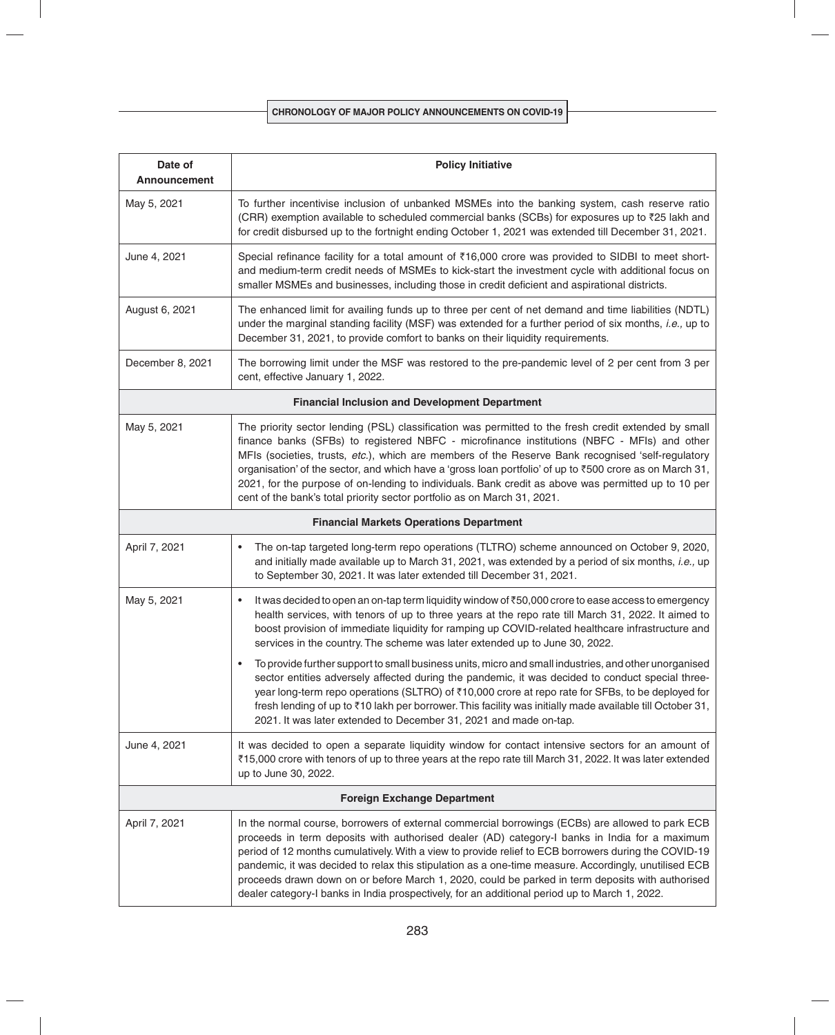| Date of Announcement | Policy Initiative |
|---|---|
| May 5, 2021 | To further incentivise inclusion of unbanked MSMEs into the banking system, cash reserve ratio (CRR) exemption available to scheduled commercial banks (SCBs) for exposures up to ₹25 lakh and for credit disbursed up to the fortnight ending October 1, 2021 was extended till December 31, 2021. |
| June 4, 2021 | Special refinance facility for a total amount of ₹16,000 crore was provided to SIDBI to meet short- and medium-term credit needs of MSMEs to kick-start the investment cycle with additional focus on smaller MSMEs and businesses, including those in credit deficient and aspirational districts. |
| August 6, 2021 | The enhanced limit for availing funds up to three per cent of net demand and time liabilities (NDTL) under the marginal standing facility (MSF) was extended for a further period of six months, *i.e.,* up to December 31, 2021, to provide comfort to banks on their liquidity requirements. |
| December 8, 2021 | The borrowing limit under the MSF was restored to the pre-pandemic level of 2 per cent from 3 per cent, effective January 1, 2022. |
| **Financial Inclusion and Development Department** | |
| May 5, 2021 | The priority sector lending (PSL) classification was permitted to the fresh credit extended by small finance banks (SFBs) to registered NBFC - microfinance institutions (NBFC - MFIs) and other MFIs (societies, trusts, *etc.*), which are members of the Reserve Bank recognised 'self-regulatory organisation' of the sector, and which have a 'gross loan portfolio' of up to ₹500 crore as on March 31, 2021, for the purpose of on-lending to individuals. Bank credit as above was permitted up to 10 per cent of the bank's total priority sector portfolio as on March 31, 2021. |
| **Financial Markets Operations Department** | |
| April 7, 2021 | • The on-tap targeted long-term repo operations (TLTRO) scheme announced on October 9, 2020, and initially made available up to March 31, 2021, was extended by a period of six months, *i.e.,* up to September 30, 2021. It was later extended till December 31, 2021. |
| May 5, 2021 | • It was decided to open an on-tap term liquidity window of ₹50,000 crore to ease access to emergency health services, with tenors of up to three years at the repo rate till March 31, 2022. It aimed to boost provision of immediate liquidity for ramping up COVID-related healthcare infrastructure and services in the country. The scheme was later extended up to June 30, 2022.<br>• To provide further support to small business units, micro and small industries, and other unorganised sector entities adversely affected during the pandemic, it was decided to conduct special three-year long-term repo operations (SLTRO) of ₹10,000 crore at repo rate for SFBs, to be deployed for fresh lending of up to ₹10 lakh per borrower. This facility was initially made available till October 31, 2021. It was later extended to December 31, 2021 and made on-tap. |
| June 4, 2021 | It was decided to open a separate liquidity window for contact intensive sectors for an amount of ₹15,000 crore with tenors of up to three years at the repo rate till March 31, 2022. It was later extended up to June 30, 2022. |
| **Foreign Exchange Department** | |
| April 7, 2021 | In the normal course, borrowers of external commercial borrowings (ECBs) are allowed to park ECB proceeds in term deposits with authorised dealer (AD) category-I banks in India for a maximum period of 12 months cumulatively. With a view to provide relief to ECB borrowers during the COVID-19 pandemic, it was decided to relax this stipulation as a one-time measure. Accordingly, unutilised ECB proceeds drawn down on or before March 1, 2020, could be parked in term deposits with authorised dealer category-I banks in India prospectively, for an additional period up to March 1, 2022. |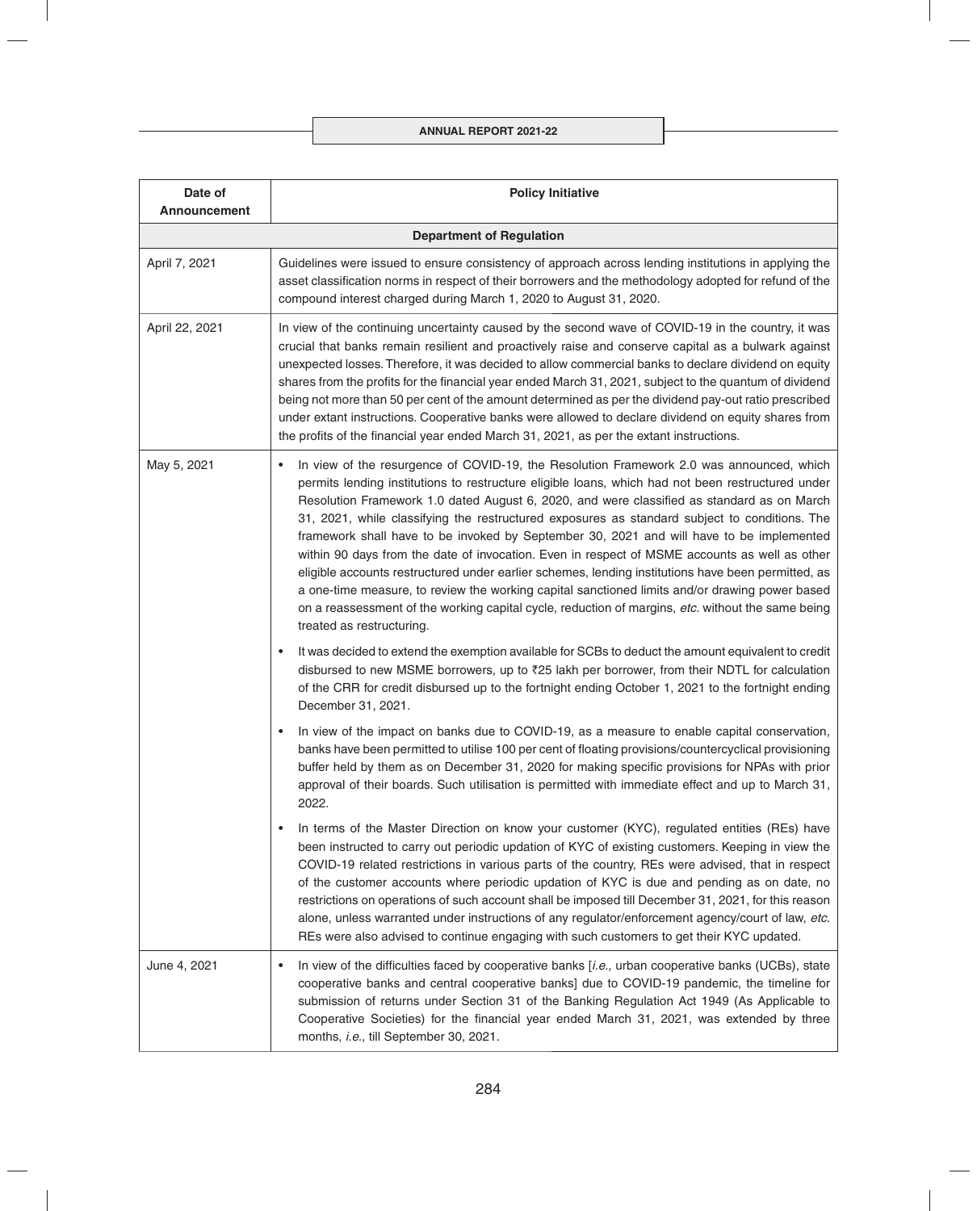| Date of Announcement | Policy Initiative |
|---|---|
| | **Department of Regulation** |
| April 7, 2021 | Guidelines were issued to ensure consistency of approach across lending institutions in applying the asset classification norms in respect of their borrowers and the methodology adopted for refund of the compound interest charged during March 1, 2020 to August 31, 2020. |
| April 22, 2021 | In view of the continuing uncertainty caused by the second wave of COVID-19 in the country, it was crucial that banks remain resilient and proactively raise and conserve capital as a bulwark against unexpected losses. Therefore, it was decided to allow commercial banks to declare dividend on equity shares from the profits for the financial year ended March 31, 2021, subject to the quantum of dividend being not more than 50 per cent of the amount determined as per the dividend pay-out ratio prescribed under extant instructions. Cooperative banks were allowed to declare dividend on equity shares from the profits of the financial year ended March 31, 2021, as per the extant instructions. |
| May 5, 2021 | • In view of the resurgence of COVID-19, the Resolution Framework 2.0 was announced, which permits lending institutions to restructure eligible loans, which had not been restructured under Resolution Framework 1.0 dated August 6, 2020, and were classified as standard as on March 31, 2021, while classifying the restructured exposures as standard subject to conditions. The framework shall have to be invoked by September 30, 2021 and will have to be implemented within 90 days from the date of invocation. Even in respect of MSME accounts as well as other eligible accounts restructured under earlier schemes, lending institutions have been permitted, as a one-time measure, to review the working capital sanctioned limits and/or drawing power based on a reassessment of the working capital cycle, reduction of margins, *etc.* without the same being treated as restructuring.<br><br>• It was decided to extend the exemption available for SCBs to deduct the amount equivalent to credit disbursed to new MSME borrowers, up to ₹25 lakh per borrower, from their NDTL for calculation of the CRR for credit disbursed up to the fortnight ending October 1, 2021 to the fortnight ending December 31, 2021.<br><br>• In view of the impact on banks due to COVID-19, as a measure to enable capital conservation, banks have been permitted to utilise 100 per cent of floating provisions/countercyclical provisioning buffer held by them as on December 31, 2020 for making specific provisions for NPAs with prior approval of their boards. Such utilisation is permitted with immediate effect and up to March 31, 2022.<br><br>• In terms of the Master Direction on know your customer (KYC), regulated entities (REs) have been instructed to carry out periodic updation of KYC of existing customers. Keeping in view the COVID-19 related restrictions in various parts of the country, REs were advised, that in respect of the customer accounts where periodic updation of KYC is due and pending as on date, no restrictions on operations of such account shall be imposed till December 31, 2021, for this reason alone, unless warranted under instructions of any regulator/enforcement agency/court of law, *etc.* REs were also advised to continue engaging with such customers to get their KYC updated. |
| June 4, 2021 | • In view of the difficulties faced by cooperative banks [*i.e.,* urban cooperative banks (UCBs), state cooperative banks and central cooperative banks] due to COVID-19 pandemic, the timeline for submission of returns under Section 31 of the Banking Regulation Act 1949 (As Applicable to Cooperative Societies) for the financial year ended March 31, 2021, was extended by three months, *i.e.,* till September 30, 2021. |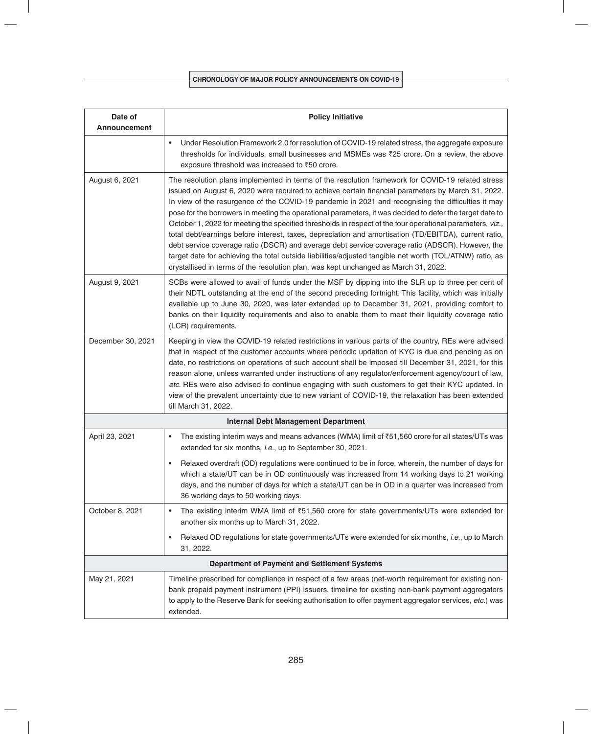| Date of Announcement | Policy Initiative |
|---|---|
| | • Under Resolution Framework 2.0 for resolution of COVID-19 related stress, the aggregate exposure thresholds for individuals, small businesses and MSMEs was ₹25 crore. On a review, the above exposure threshold was increased to ₹50 crore. |
| August 6, 2021 | The resolution plans implemented in terms of the resolution framework for COVID-19 related stress issued on August 6, 2020 were required to achieve certain financial parameters by March 31, 2022. In view of the resurgence of the COVID-19 pandemic in 2021 and recognising the difficulties it may pose for the borrowers in meeting the operational parameters, it was decided to defer the target date to October 1, 2022 for meeting the specified thresholds in respect of the four operational parameters, *viz.*, total debt/earnings before interest, taxes, depreciation and amortisation (TD/EBITDA), current ratio, debt service coverage ratio (DSCR) and average debt service coverage ratio (ADSCR). However, the target date for achieving the total outside liabilities/adjusted tangible net worth (TOL/ATNW) ratio, as crystallised in terms of the resolution plan, was kept unchanged as March 31, 2022. |
| August 9, 2021 | SCBs were allowed to avail of funds under the MSF by dipping into the SLR up to three per cent of their NDTL outstanding at the end of the second preceding fortnight. This facility, which was initially available up to June 30, 2020, was later extended up to December 31, 2021, providing comfort to banks on their liquidity requirements and also to enable them to meet their liquidity coverage ratio (LCR) requirements. |
| December 30, 2021 | Keeping in view the COVID-19 related restrictions in various parts of the country, REs were advised that in respect of the customer accounts where periodic updation of KYC is due and pending as on date, no restrictions on operations of such account shall be imposed till December 31, 2021, for this reason alone, unless warranted under instructions of any regulator/enforcement agency/court of law, *etc.* REs were also advised to continue engaging with such customers to get their KYC updated. In view of the prevalent uncertainty due to new variant of COVID-19, the relaxation has been extended till March 31, 2022. |
| **Internal Debt Management Department** | |
| April 23, 2021 | • The existing interim ways and means advances (WMA) limit of ₹51,560 crore for all states/UTs was extended for six months, *i.e.*, up to September 30, 2021.<br>• Relaxed overdraft (OD) regulations were continued to be in force, wherein, the number of days for which a state/UT can be in OD continuously was increased from 14 working days to 21 working days, and the number of days for which a state/UT can be in OD in a quarter was increased from 36 working days to 50 working days. |
| October 8, 2021 | • The existing interim WMA limit of ₹51,560 crore for state governments/UTs were extended for another six months up to March 31, 2022.<br>• Relaxed OD regulations for state governments/UTs were extended for six months, *i.e.*, up to March 31, 2022. |
| **Department of Payment and Settlement Systems** | |
| May 21, 2021 | Timeline prescribed for compliance in respect of a few areas (net-worth requirement for existing non-bank prepaid payment instrument (PPI) issuers, timeline for existing non-bank payment aggregators to apply to the Reserve Bank for seeking authorisation to offer payment aggregator services, *etc.*) was extended. |